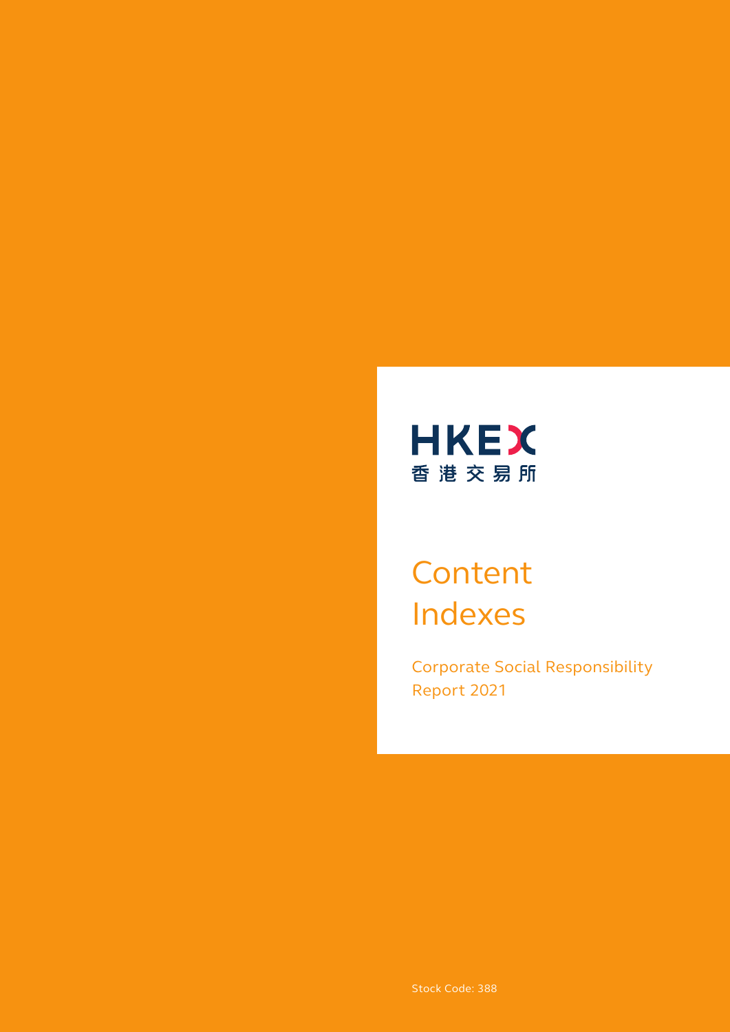HKEX
香港交易所

# Content Indexes

Corporate Social Responsibility Report 2021

Stock Code: 388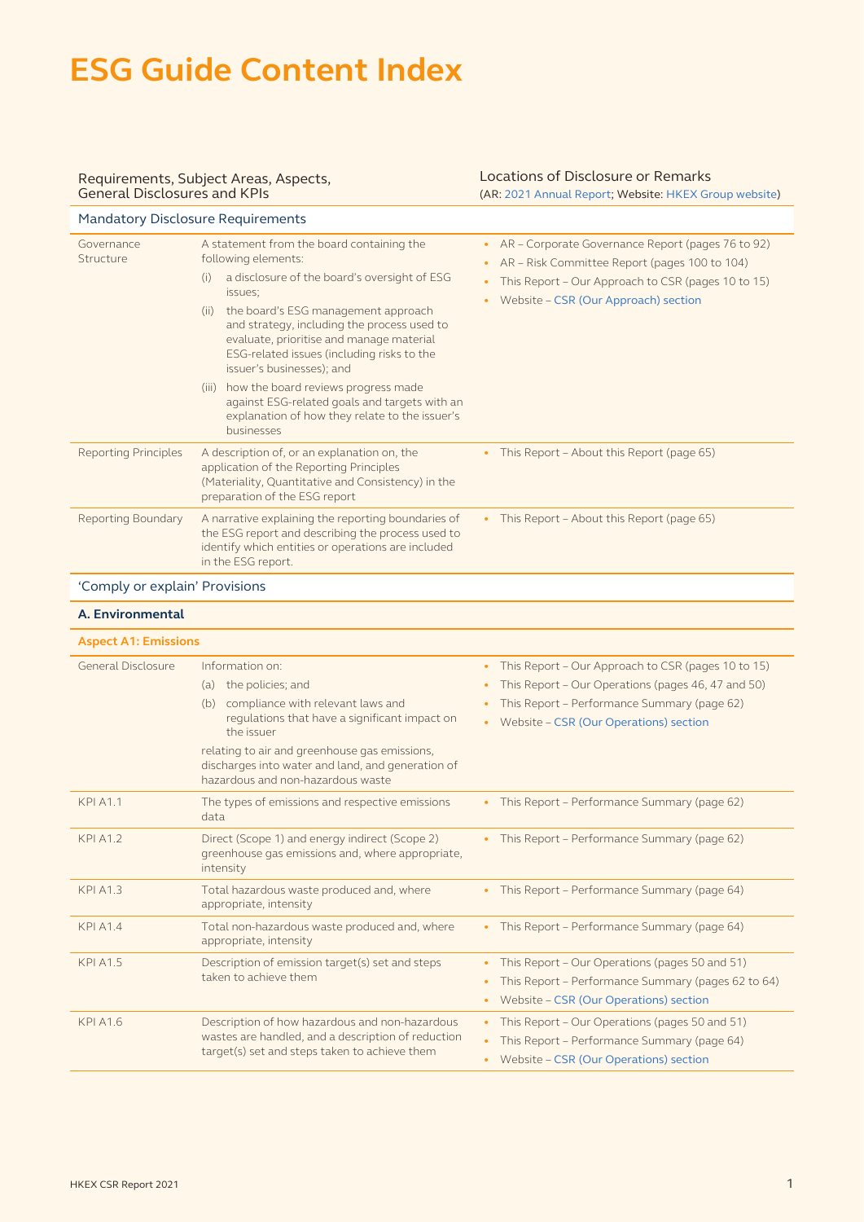# ESG Guide Content Index

| Requirements, Subject Areas, Aspects, General Disclosures and KPIs | | Locations of Disclosure or Remarks (AR: 2021 Annual Report; Website: HKEX Group website) |
|---|---|---|
| **Mandatory Disclosure Requirements** | | |
| Governance Structure | A statement from the board containing the following elements: (i) a disclosure of the board's oversight of ESG issues; (ii) the board's ESG management approach and strategy, including the process used to evaluate, prioritise and manage material ESG-related issues (including risks to the issuer's businesses); and (iii) how the board reviews progress made against ESG-related goals and targets with an explanation of how they relate to the issuer's businesses | • AR – Corporate Governance Report (pages 76 to 92) • AR – Risk Committee Report (pages 100 to 104) • This Report – Our Approach to CSR (pages 10 to 15) • Website – CSR (Our Approach) section |
| Reporting Principles | A description of, or an explanation on, the application of the Reporting Principles (Materiality, Quantitative and Consistency) in the preparation of the ESG report | • This Report – About this Report (page 65) |
| Reporting Boundary | A narrative explaining the reporting boundaries of the ESG report and describing the process used to identify which entities or operations are included in the ESG report. | • This Report – About this Report (page 65) |
| **'Comply or explain' Provisions** | | |
| **A. Environmental** | | |
| **Aspect A1: Emissions** | | |
| General Disclosure | Information on: (a) the policies; and (b) compliance with relevant laws and regulations that have a significant impact on the issuer relating to air and greenhouse gas emissions, discharges into water and land, and generation of hazardous and non-hazardous waste | • This Report – Our Approach to CSR (pages 10 to 15) • This Report – Our Operations (pages 46, 47 and 50) • This Report – Performance Summary (page 62) • Website – CSR (Our Operations) section |
| KPI A1.1 | The types of emissions and respective emissions data | • This Report – Performance Summary (page 62) |
| KPI A1.2 | Direct (Scope 1) and energy indirect (Scope 2) greenhouse gas emissions and, where appropriate, intensity | • This Report – Performance Summary (page 62) |
| KPI A1.3 | Total hazardous waste produced and, where appropriate, intensity | • This Report – Performance Summary (page 64) |
| KPI A1.4 | Total non-hazardous waste produced and, where appropriate, intensity | • This Report – Performance Summary (page 64) |
| KPI A1.5 | Description of emission target(s) set and steps taken to achieve them | • This Report – Our Operations (pages 50 and 51) • This Report – Performance Summary (pages 62 to 64) • Website – CSR (Our Operations) section |
| KPI A1.6 | Description of how hazardous and non-hazardous wastes are handled, and a description of reduction target(s) set and steps taken to achieve them | • This Report – Our Operations (pages 50 and 51) • This Report – Performance Summary (page 64) • Website – CSR (Our Operations) section |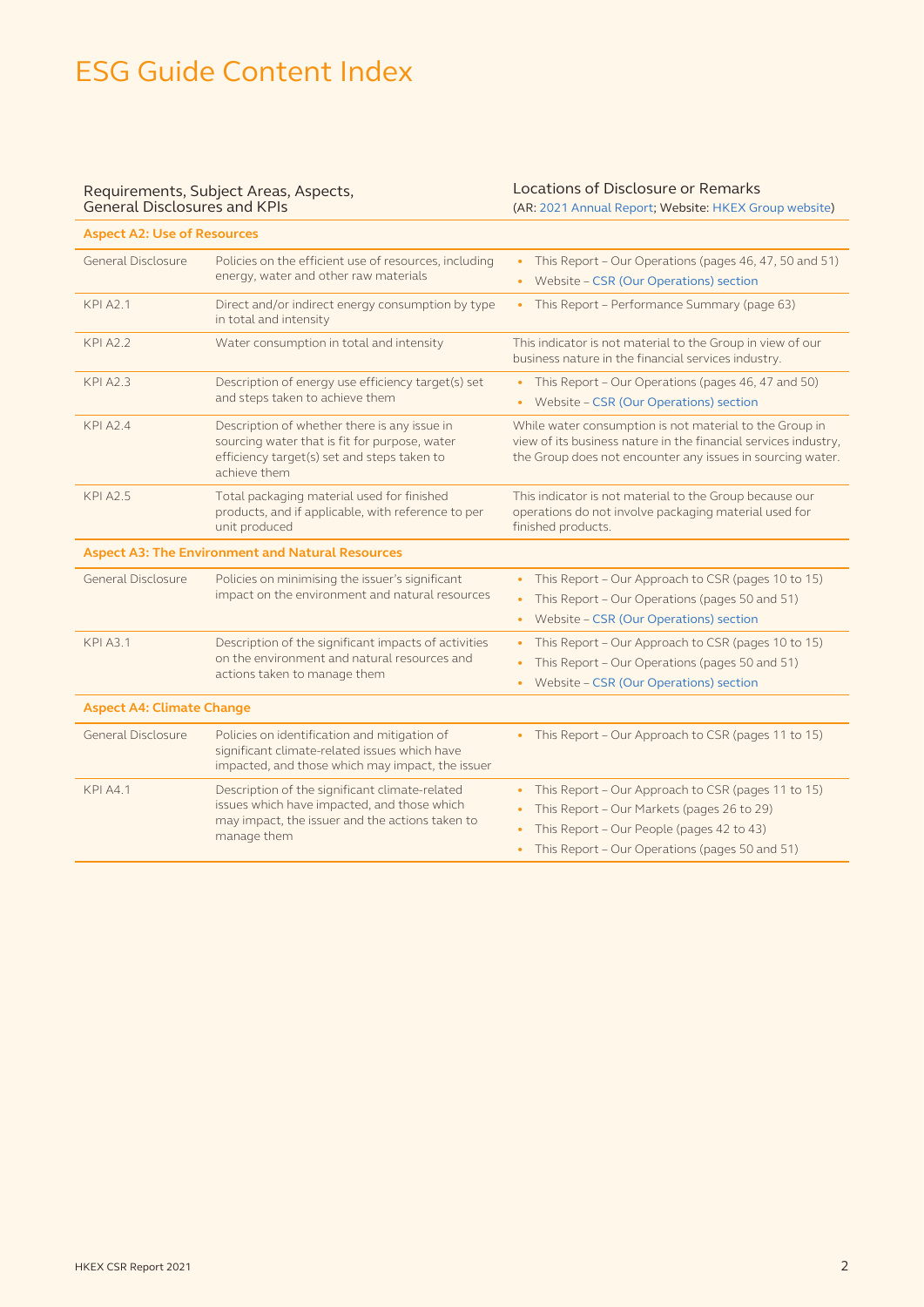# ESG Guide Content Index

| Requirements, Subject Areas, Aspects, General Disclosures and KPIs | | Locations of Disclosure or Remarks (AR: 2021 Annual Report; Website: HKEX Group website) |
|---|---|---|
| **Aspect A2: Use of Resources** | | |
| General Disclosure | Policies on the efficient use of resources, including energy, water and other raw materials | • This Report – Our Operations (pages 46, 47, 50 and 51)<br>• Website – CSR (Our Operations) section |
| KPI A2.1 | Direct and/or indirect energy consumption by type in total and intensity | • This Report – Performance Summary (page 63) |
| KPI A2.2 | Water consumption in total and intensity | This indicator is not material to the Group in view of our business nature in the financial services industry. |
| KPI A2.3 | Description of energy use efficiency target(s) set and steps taken to achieve them | • This Report – Our Operations (pages 46, 47 and 50)<br>• Website – CSR (Our Operations) section |
| KPI A2.4 | Description of whether there is any issue in sourcing water that is fit for purpose, water efficiency target(s) set and steps taken to achieve them | While water consumption is not material to the Group in view of its business nature in the financial services industry, the Group does not encounter any issues in sourcing water. |
| KPI A2.5 | Total packaging material used for finished products, and if applicable, with reference to per unit produced | This indicator is not material to the Group because our operations do not involve packaging material used for finished products. |
| **Aspect A3: The Environment and Natural Resources** | | |
| General Disclosure | Policies on minimising the issuer's significant impact on the environment and natural resources | • This Report – Our Approach to CSR (pages 10 to 15)<br>• This Report – Our Operations (pages 50 and 51)<br>• Website – CSR (Our Operations) section |
| KPI A3.1 | Description of the significant impacts of activities on the environment and natural resources and actions taken to manage them | • This Report – Our Approach to CSR (pages 10 to 15)<br>• This Report – Our Operations (pages 50 and 51)<br>• Website – CSR (Our Operations) section |
| **Aspect A4: Climate Change** | | |
| General Disclosure | Policies on identification and mitigation of significant climate-related issues which have impacted, and those which may impact, the issuer | • This Report – Our Approach to CSR (pages 11 to 15) |
| KPI A4.1 | Description of the significant climate-related issues which have impacted, and those which may impact, the issuer and the actions taken to manage them | • This Report – Our Approach to CSR (pages 11 to 15)<br>• This Report – Our Markets (pages 26 to 29)<br>• This Report – Our People (pages 42 to 43)<br>• This Report – Our Operations (pages 50 and 51) |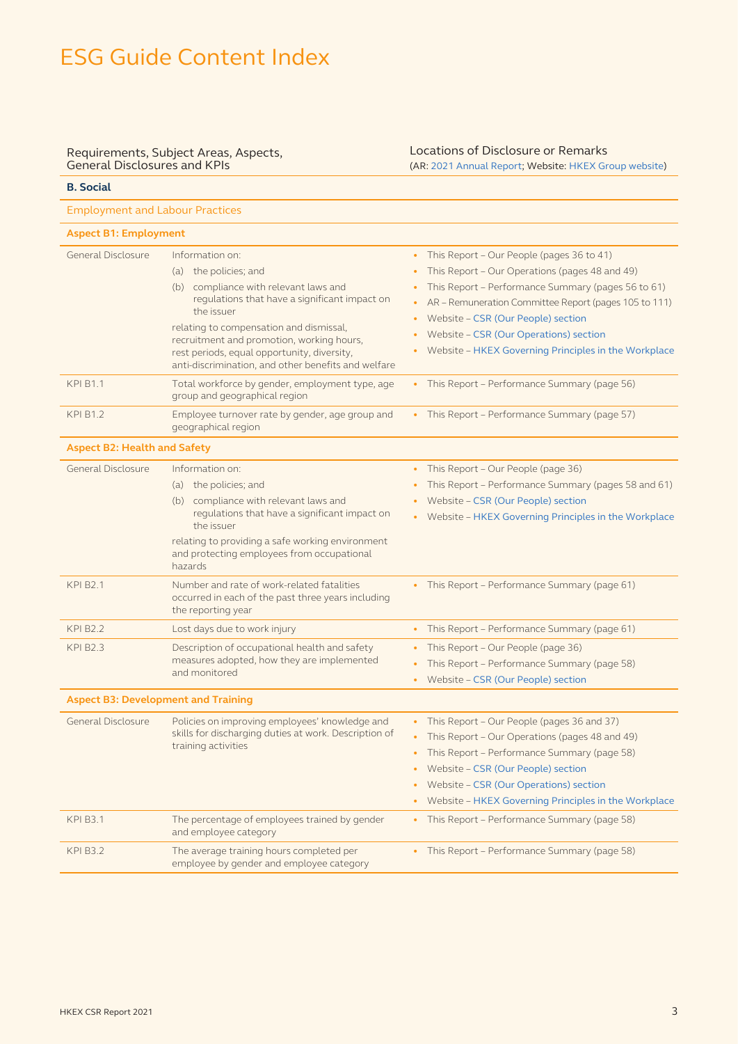# ESG Guide Content Index

| Requirements, Subject Areas, Aspects, General Disclosures and KPIs | | Locations of Disclosure or Remarks (AR: 2021 Annual Report; Website: HKEX Group website) |
|---|---|---|
| **B. Social** | | |
| Employment and Labour Practices | | |
| **Aspect B1: Employment** | | |
| General Disclosure | Information on: (a) the policies; and (b) compliance with relevant laws and regulations that have a significant impact on the issuer relating to compensation and dismissal, recruitment and promotion, working hours, rest periods, equal opportunity, diversity, anti-discrimination, and other benefits and welfare | • This Report – Our People (pages 36 to 41) • This Report – Our Operations (pages 48 and 49) • This Report – Performance Summary (pages 56 to 61) • AR – Remuneration Committee Report (pages 105 to 111) • Website – CSR (Our People) section • Website – CSR (Our Operations) section • Website – HKEX Governing Principles in the Workplace |
| KPI B1.1 | Total workforce by gender, employment type, age group and geographical region | • This Report – Performance Summary (page 56) |
| KPI B1.2 | Employee turnover rate by gender, age group and geographical region | • This Report – Performance Summary (page 57) |
| **Aspect B2: Health and Safety** | | |
| General Disclosure | Information on: (a) the policies; and (b) compliance with relevant laws and regulations that have a significant impact on the issuer relating to providing a safe working environment and protecting employees from occupational hazards | • This Report – Our People (page 36) • This Report – Performance Summary (pages 58 and 61) • Website – CSR (Our People) section • Website – HKEX Governing Principles in the Workplace |
| KPI B2.1 | Number and rate of work-related fatalities occurred in each of the past three years including the reporting year | • This Report – Performance Summary (page 61) |
| KPI B2.2 | Lost days due to work injury | • This Report – Performance Summary (page 61) |
| KPI B2.3 | Description of occupational health and safety measures adopted, how they are implemented and monitored | • This Report – Our People (page 36) • This Report – Performance Summary (page 58) • Website – CSR (Our People) section |
| **Aspect B3: Development and Training** | | |
| General Disclosure | Policies on improving employees' knowledge and skills for discharging duties at work. Description of training activities | • This Report – Our People (pages 36 and 37) • This Report – Our Operations (pages 48 and 49) • This Report – Performance Summary (page 58) • Website – CSR (Our People) section • Website – CSR (Our Operations) section • Website – HKEX Governing Principles in the Workplace |
| KPI B3.1 | The percentage of employees trained by gender and employee category | • This Report – Performance Summary (page 58) |
| KPI B3.2 | The average training hours completed per employee by gender and employee category | • This Report – Performance Summary (page 58) |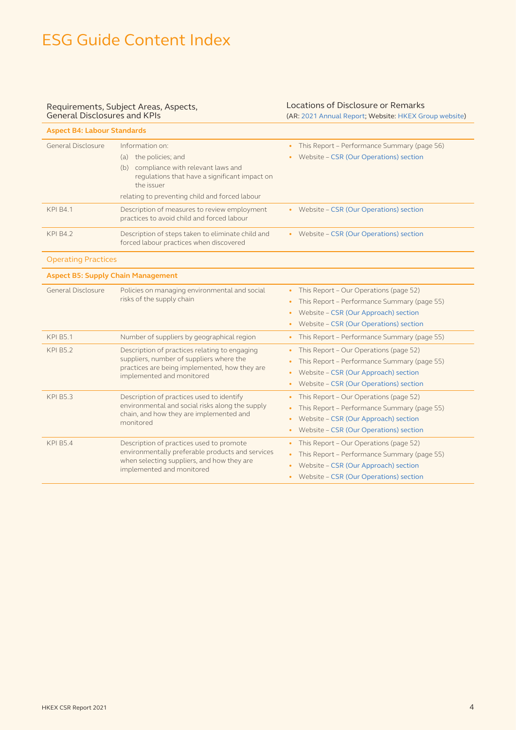# ESG Guide Content Index

| Requirements, Subject Areas, Aspects, General Disclosures and KPIs | | Locations of Disclosure or Remarks (AR: 2021 Annual Report; Website: HKEX Group website) |
|---|---|---|
| **Aspect B4: Labour Standards** | | |
| General Disclosure | Information on: (a) the policies; and (b) compliance with relevant laws and regulations that have a significant impact on the issuer relating to preventing child and forced labour | • This Report – Performance Summary (page 56) • Website – CSR (Our Operations) section |
| KPI B4.1 | Description of measures to review employment practices to avoid child and forced labour | • Website – CSR (Our Operations) section |
| KPI B4.2 | Description of steps taken to eliminate child and forced labour practices when discovered | • Website – CSR (Our Operations) section |
| Operating Practices | | |
| **Aspect B5: Supply Chain Management** | | |
| General Disclosure | Policies on managing environmental and social risks of the supply chain | • This Report – Our Operations (page 52) • This Report – Performance Summary (page 55) • Website – CSR (Our Approach) section • Website – CSR (Our Operations) section |
| KPI B5.1 | Number of suppliers by geographical region | • This Report – Performance Summary (page 55) |
| KPI B5.2 | Description of practices relating to engaging suppliers, number of suppliers where the practices are being implemented, how they are implemented and monitored | • This Report – Our Operations (page 52) • This Report – Performance Summary (page 55) • Website – CSR (Our Approach) section • Website – CSR (Our Operations) section |
| KPI B5.3 | Description of practices used to identify environmental and social risks along the supply chain, and how they are implemented and monitored | • This Report – Our Operations (page 52) • This Report – Performance Summary (page 55) • Website – CSR (Our Approach) section • Website – CSR (Our Operations) section |
| KPI B5.4 | Description of practices used to promote environmentally preferable products and services when selecting suppliers, and how they are implemented and monitored | • This Report – Our Operations (page 52) • This Report – Performance Summary (page 55) • Website – CSR (Our Approach) section • Website – CSR (Our Operations) section |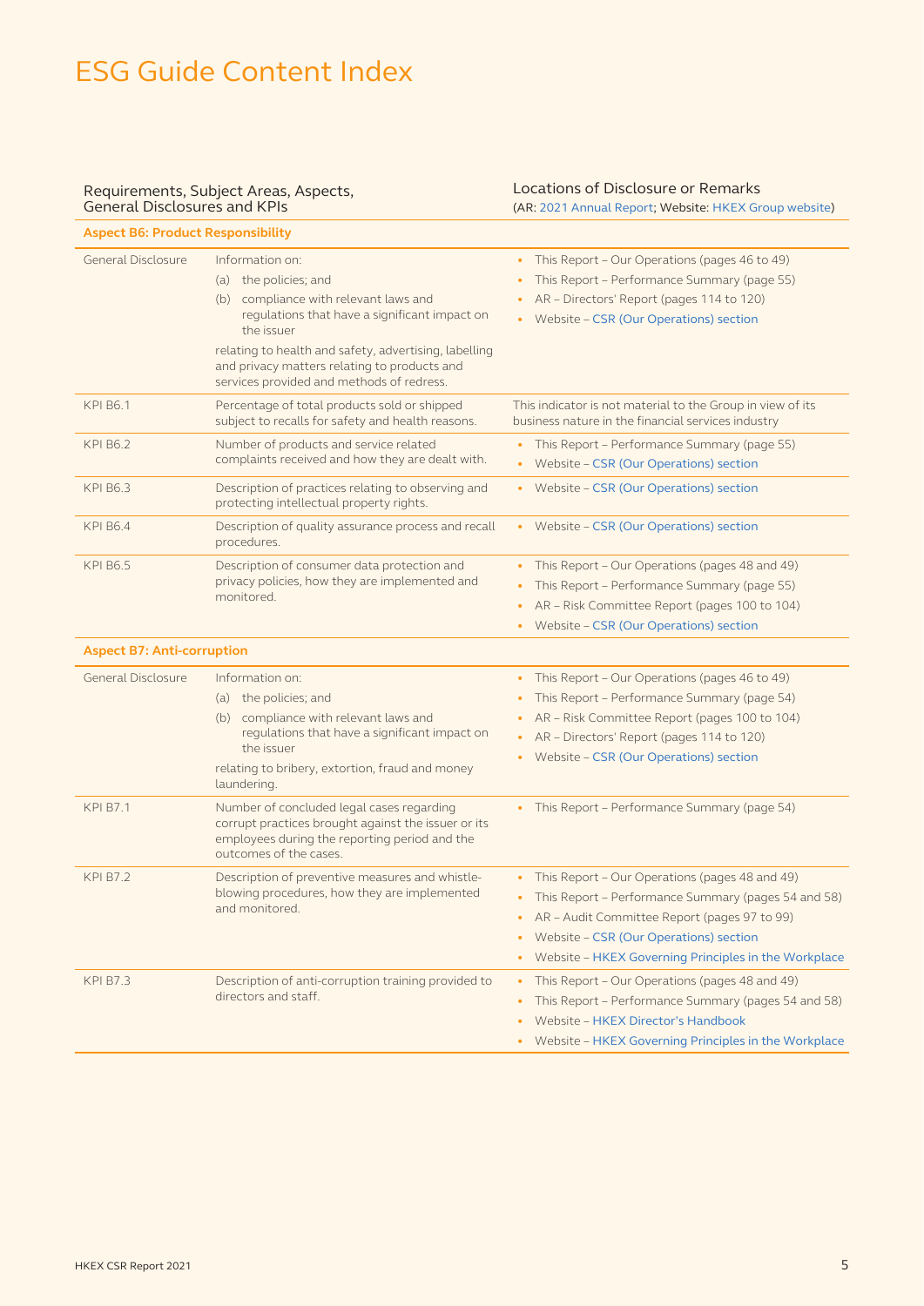# ESG Guide Content Index

| Requirements, Subject Areas, Aspects, General Disclosures and KPIs | | Locations of Disclosure or Remarks (AR: 2021 Annual Report; Website: HKEX Group website) |
|---|---|---|
| **Aspect B6: Product Responsibility** | | |
| General Disclosure | Information on: (a) the policies; and (b) compliance with relevant laws and regulations that have a significant impact on the issuer relating to health and safety, advertising, labelling and privacy matters relating to products and services provided and methods of redress. | • This Report – Our Operations (pages 46 to 49) • This Report – Performance Summary (page 55) • AR – Directors' Report (pages 114 to 120) • Website – CSR (Our Operations) section |
| KPI B6.1 | Percentage of total products sold or shipped subject to recalls for safety and health reasons. | This indicator is not material to the Group in view of its business nature in the financial services industry |
| KPI B6.2 | Number of products and service related complaints received and how they are dealt with. | • This Report – Performance Summary (page 55) • Website – CSR (Our Operations) section |
| KPI B6.3 | Description of practices relating to observing and protecting intellectual property rights. | • Website – CSR (Our Operations) section |
| KPI B6.4 | Description of quality assurance process and recall procedures. | • Website – CSR (Our Operations) section |
| KPI B6.5 | Description of consumer data protection and privacy policies, how they are implemented and monitored. | • This Report – Our Operations (pages 48 and 49) • This Report – Performance Summary (page 55) • AR – Risk Committee Report (pages 100 to 104) • Website – CSR (Our Operations) section |
| **Aspect B7: Anti-corruption** | | |
| General Disclosure | Information on: (a) the policies; and (b) compliance with relevant laws and regulations that have a significant impact on the issuer relating to bribery, extortion, fraud and money laundering. | • This Report – Our Operations (pages 46 to 49) • This Report – Performance Summary (page 54) • AR – Risk Committee Report (pages 100 to 104) • AR – Directors' Report (pages 114 to 120) • Website – CSR (Our Operations) section |
| KPI B7.1 | Number of concluded legal cases regarding corrupt practices brought against the issuer or its employees during the reporting period and the outcomes of the cases. | • This Report – Performance Summary (page 54) |
| KPI B7.2 | Description of preventive measures and whistle-blowing procedures, how they are implemented and monitored. | • This Report – Our Operations (pages 48 and 49) • This Report – Performance Summary (pages 54 and 58) • AR – Audit Committee Report (pages 97 to 99) • Website – CSR (Our Operations) section • Website – HKEX Governing Principles in the Workplace |
| KPI B7.3 | Description of anti-corruption training provided to directors and staff. | • This Report – Our Operations (pages 48 and 49) • This Report – Performance Summary (pages 54 and 58) • Website – HKEX Director's Handbook • Website – HKEX Governing Principles in the Workplace |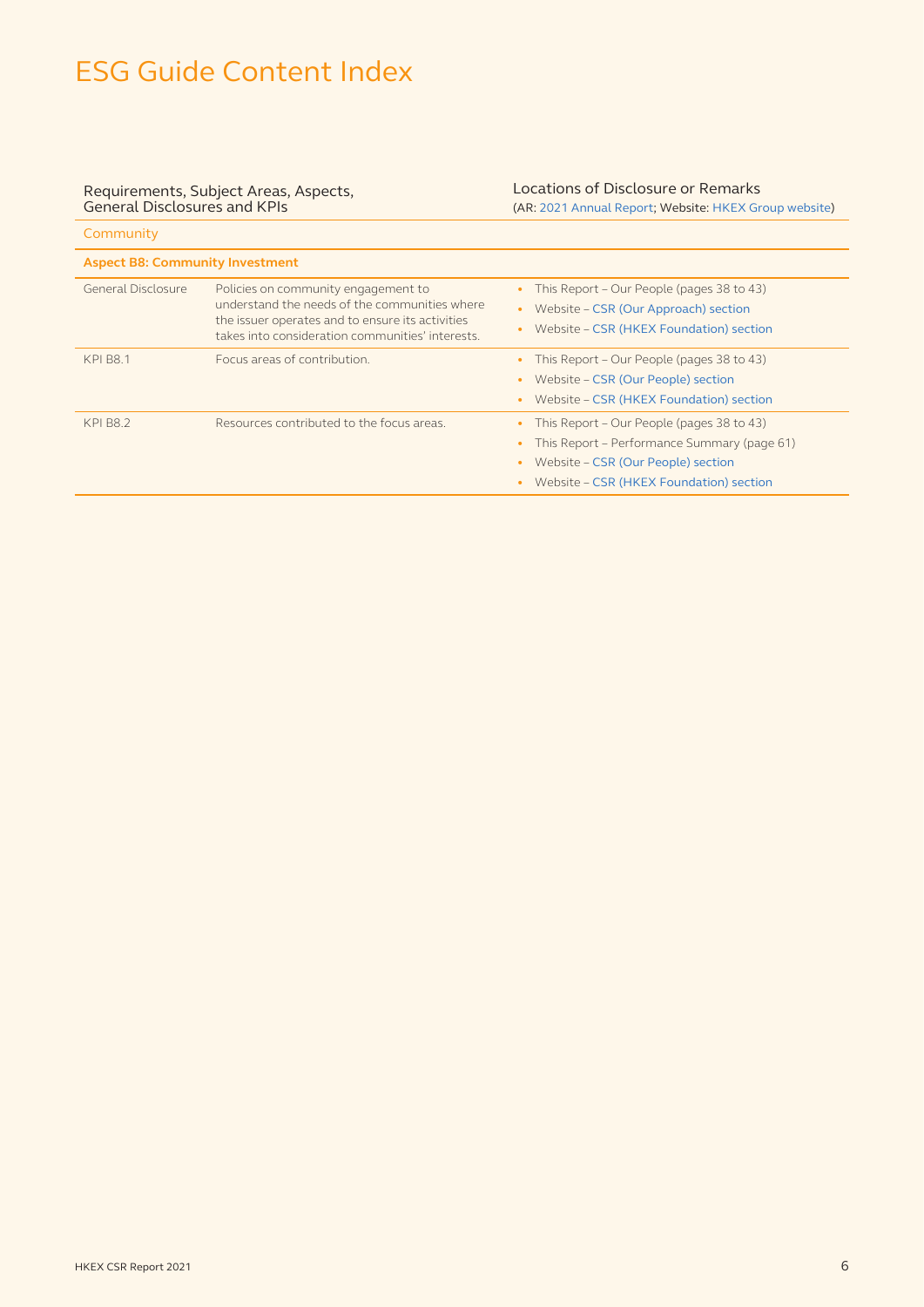# ESG Guide Content Index

| Requirements, Subject Areas, Aspects, General Disclosures and KPIs | | Locations of Disclosure or Remarks (AR: 2021 Annual Report; Website: HKEX Group website) |
|---|---|---|
| Community | | |
| **Aspect B8: Community Investment** | | |
| General Disclosure | Policies on community engagement to understand the needs of the communities where the issuer operates and to ensure its activities takes into consideration communities' interests. | • This Report – Our People (pages 38 to 43)<br>• Website – CSR (Our Approach) section<br>• Website – CSR (HKEX Foundation) section |
| KPI B8.1 | Focus areas of contribution. | • This Report – Our People (pages 38 to 43)<br>• Website – CSR (Our People) section<br>• Website – CSR (HKEX Foundation) section |
| KPI B8.2 | Resources contributed to the focus areas. | • This Report – Our People (pages 38 to 43)<br>• This Report – Performance Summary (page 61)<br>• Website – CSR (Our People) section<br>• Website – CSR (HKEX Foundation) section |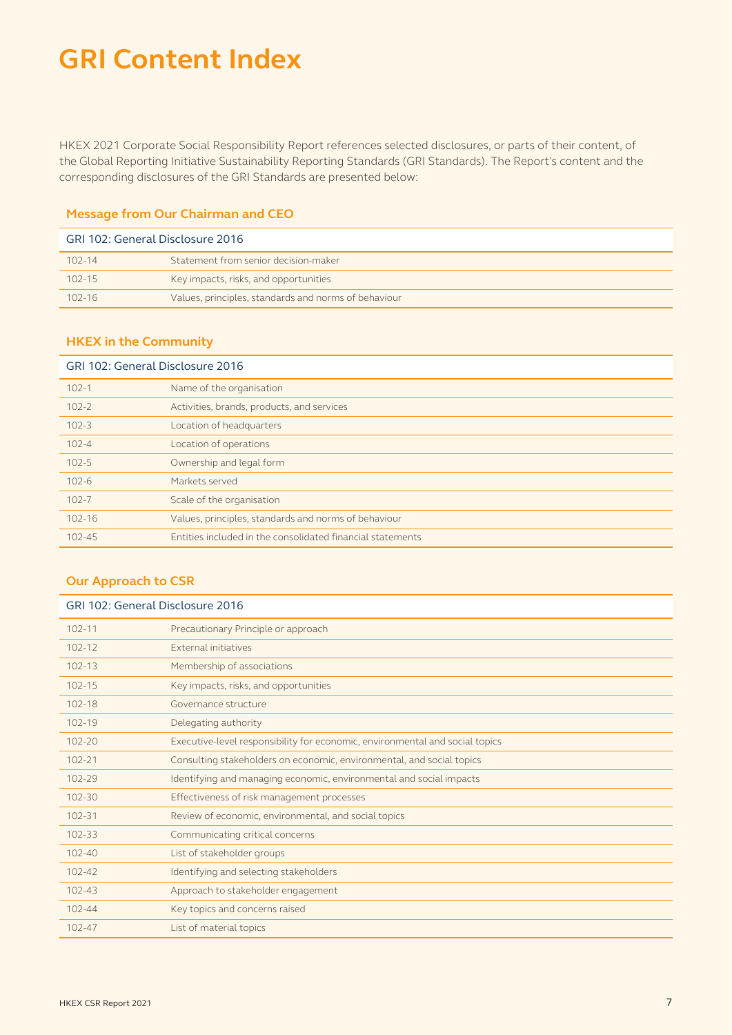# GRI Content Index

HKEX 2021 Corporate Social Responsibility Report references selected disclosures, or parts of their content, of the Global Reporting Initiative Sustainability Reporting Standards (GRI Standards). The Report's content and the corresponding disclosures of the GRI Standards are presented below:

### Message from Our Chairman and CEO

| GRI 102: General Disclosure 2016 | |
|---|---|
| 102-14 | Statement from senior decision-maker |
| 102-15 | Key impacts, risks, and opportunities |
| 102-16 | Values, principles, standards and norms of behaviour |

### HKEX in the Community

| GRI 102: General Disclosure 2016 | |
|---|---|
| 102-1 | Name of the organisation |
| 102-2 | Activities, brands, products, and services |
| 102-3 | Location of headquarters |
| 102-4 | Location of operations |
| 102-5 | Ownership and legal form |
| 102-6 | Markets served |
| 102-7 | Scale of the organisation |
| 102-16 | Values, principles, standards and norms of behaviour |
| 102-45 | Entities included in the consolidated financial statements |

### Our Approach to CSR

| GRI 102: General Disclosure 2016 | |
|---|---|
| 102-11 | Precautionary Principle or approach |
| 102-12 | External initiatives |
| 102-13 | Membership of associations |
| 102-15 | Key impacts, risks, and opportunities |
| 102-18 | Governance structure |
| 102-19 | Delegating authority |
| 102-20 | Executive-level responsibility for economic, environmental and social topics |
| 102-21 | Consulting stakeholders on economic, environmental, and social topics |
| 102-29 | Identifying and managing economic, environmental and social impacts |
| 102-30 | Effectiveness of risk management processes |
| 102-31 | Review of economic, environmental, and social topics |
| 102-33 | Communicating critical concerns |
| 102-40 | List of stakeholder groups |
| 102-42 | Identifying and selecting stakeholders |
| 102-43 | Approach to stakeholder engagement |
| 102-44 | Key topics and concerns raised |
| 102-47 | List of material topics |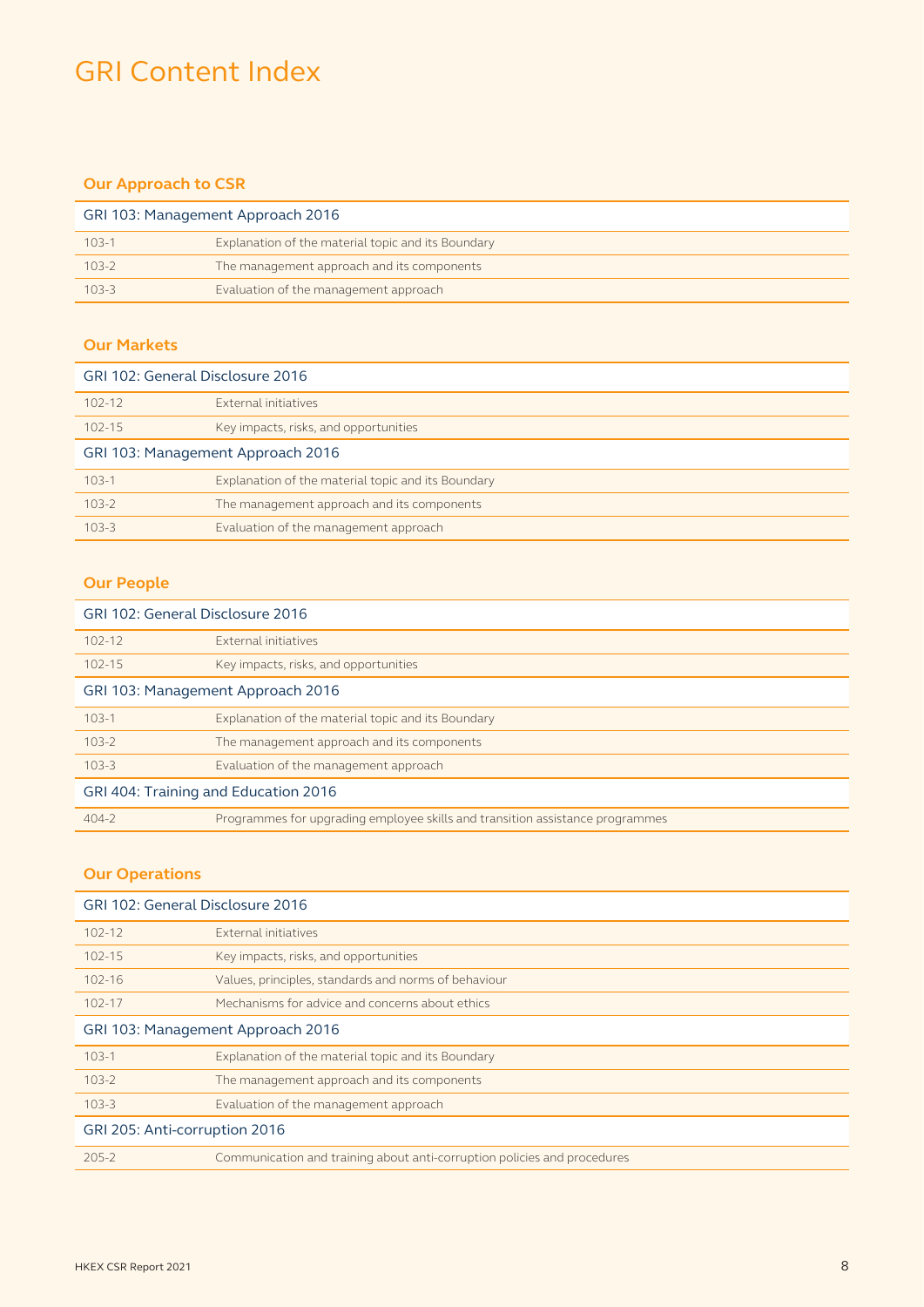# GRI Content Index

### Our Approach to CSR

| GRI 103: Management Approach 2016 | |
|---|---|
| 103-1 | Explanation of the material topic and its Boundary |
| 103-2 | The management approach and its components |
| 103-3 | Evaluation of the management approach |

### Our Markets

| GRI 102: General Disclosure 2016 | |
|---|---|
| 102-12 | External initiatives |
| 102-15 | Key impacts, risks, and opportunities |
| **GRI 103: Management Approach 2016** | |
| 103-1 | Explanation of the material topic and its Boundary |
| 103-2 | The management approach and its components |
| 103-3 | Evaluation of the management approach |

### Our People

| GRI 102: General Disclosure 2016 | |
|---|---|
| 102-12 | External initiatives |
| 102-15 | Key impacts, risks, and opportunities |
| **GRI 103: Management Approach 2016** | |
| 103-1 | Explanation of the material topic and its Boundary |
| 103-2 | The management approach and its components |
| 103-3 | Evaluation of the management approach |
| **GRI 404: Training and Education 2016** | |
| 404-2 | Programmes for upgrading employee skills and transition assistance programmes |

### Our Operations

| GRI 102: General Disclosure 2016 | |
|---|---|
| 102-12 | External initiatives |
| 102-15 | Key impacts, risks, and opportunities |
| 102-16 | Values, principles, standards and norms of behaviour |
| 102-17 | Mechanisms for advice and concerns about ethics |
| **GRI 103: Management Approach 2016** | |
| 103-1 | Explanation of the material topic and its Boundary |
| 103-2 | The management approach and its components |
| 103-3 | Evaluation of the management approach |
| **GRI 205: Anti-corruption 2016** | |
| 205-2 | Communication and training about anti-corruption policies and procedures |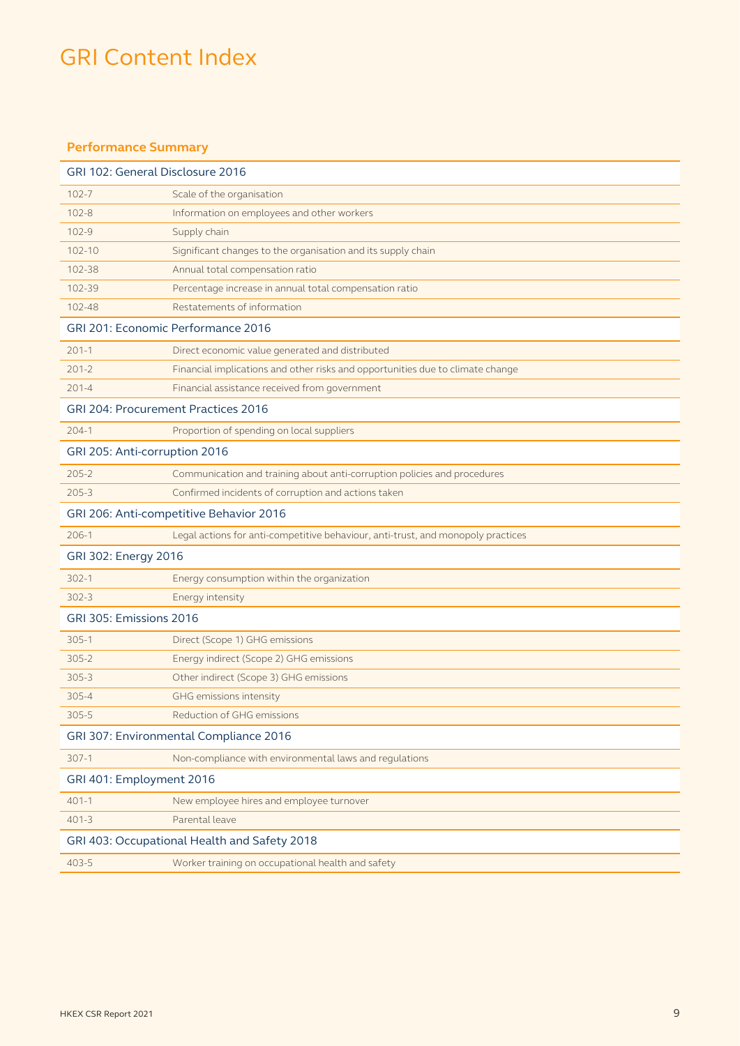# GRI Content Index

## Performance Summary

| GRI 102: General Disclosure 2016 | |
|---|---|
| 102-7 | Scale of the organisation |
| 102-8 | Information on employees and other workers |
| 102-9 | Supply chain |
| 102-10 | Significant changes to the organisation and its supply chain |
| 102-38 | Annual total compensation ratio |
| 102-39 | Percentage increase in annual total compensation ratio |
| 102-48 | Restatements of information |
| **GRI 201: Economic Performance 2016** | |
| 201-1 | Direct economic value generated and distributed |
| 201-2 | Financial implications and other risks and opportunities due to climate change |
| 201-4 | Financial assistance received from government |
| **GRI 204: Procurement Practices 2016** | |
| 204-1 | Proportion of spending on local suppliers |
| **GRI 205: Anti-corruption 2016** | |
| 205-2 | Communication and training about anti-corruption policies and procedures |
| 205-3 | Confirmed incidents of corruption and actions taken |
| **GRI 206: Anti-competitive Behavior 2016** | |
| 206-1 | Legal actions for anti-competitive behaviour, anti-trust, and monopoly practices |
| **GRI 302: Energy 2016** | |
| 302-1 | Energy consumption within the organization |
| 302-3 | Energy intensity |
| **GRI 305: Emissions 2016** | |
| 305-1 | Direct (Scope 1) GHG emissions |
| 305-2 | Energy indirect (Scope 2) GHG emissions |
| 305-3 | Other indirect (Scope 3) GHG emissions |
| 305-4 | GHG emissions intensity |
| 305-5 | Reduction of GHG emissions |
| **GRI 307: Environmental Compliance 2016** | |
| 307-1 | Non-compliance with environmental laws and regulations |
| **GRI 401: Employment 2016** | |
| 401-1 | New employee hires and employee turnover |
| 401-3 | Parental leave |
| **GRI 403: Occupational Health and Safety 2018** | |
| 403-5 | Worker training on occupational health and safety |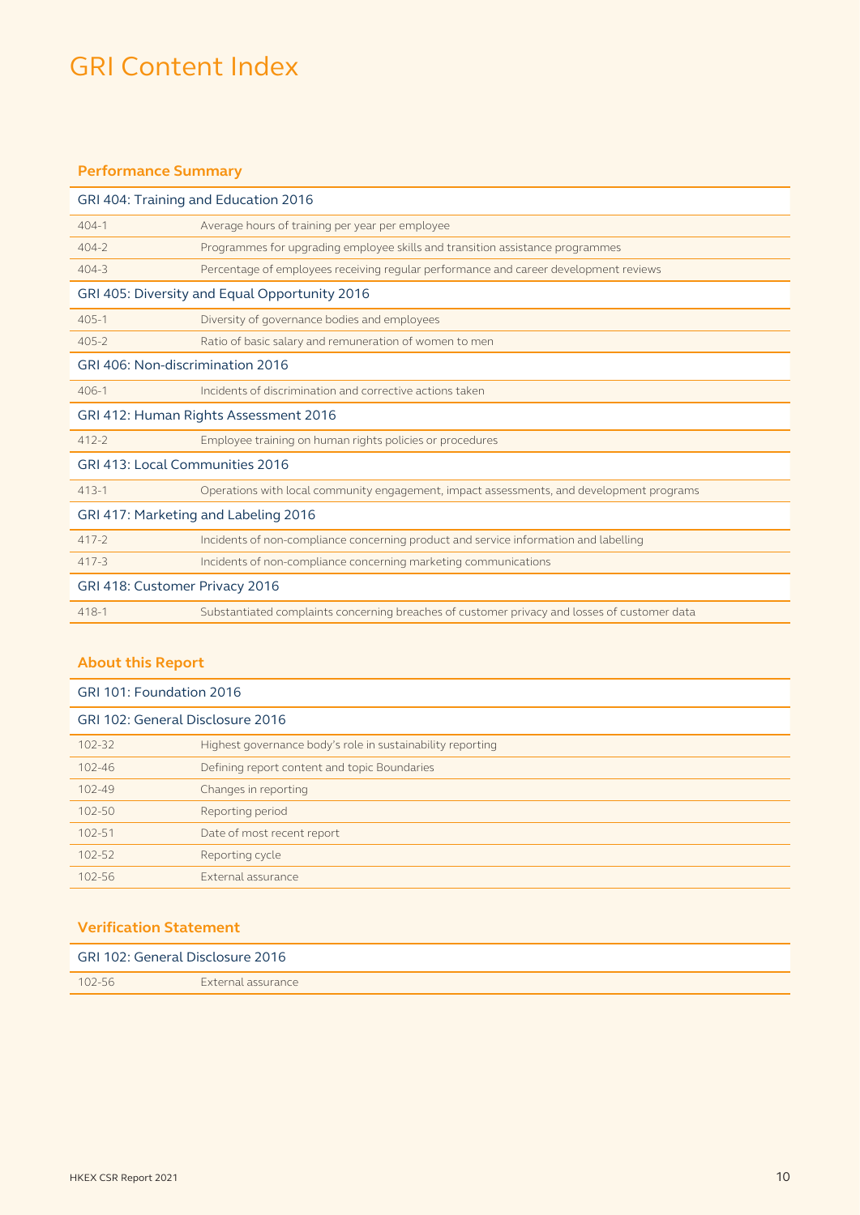# GRI Content Index

### Performance Summary

| | |
|---|---|
| **GRI 404: Training and Education 2016** | |
| 404-1 | Average hours of training per year per employee |
| 404-2 | Programmes for upgrading employee skills and transition assistance programmes |
| 404-3 | Percentage of employees receiving regular performance and career development reviews |
| **GRI 405: Diversity and Equal Opportunity 2016** | |
| 405-1 | Diversity of governance bodies and employees |
| 405-2 | Ratio of basic salary and remuneration of women to men |
| **GRI 406: Non-discrimination 2016** | |
| 406-1 | Incidents of discrimination and corrective actions taken |
| **GRI 412: Human Rights Assessment 2016** | |
| 412-2 | Employee training on human rights policies or procedures |
| **GRI 413: Local Communities 2016** | |
| 413-1 | Operations with local community engagement, impact assessments, and development programs |
| **GRI 417: Marketing and Labeling 2016** | |
| 417-2 | Incidents of non-compliance concerning product and service information and labelling |
| 417-3 | Incidents of non-compliance concerning marketing communications |
| **GRI 418: Customer Privacy 2016** | |
| 418-1 | Substantiated complaints concerning breaches of customer privacy and losses of customer data |

### About this Report

| | |
|---|---|
| **GRI 101: Foundation 2016** | |
| **GRI 102: General Disclosure 2016** | |
| 102-32 | Highest governance body's role in sustainability reporting |
| 102-46 | Defining report content and topic Boundaries |
| 102-49 | Changes in reporting |
| 102-50 | Reporting period |
| 102-51 | Date of most recent report |
| 102-52 | Reporting cycle |
| 102-56 | External assurance |

### Verification Statement

| | |
|---|---|
| **GRI 102: General Disclosure 2016** | |
| 102-56 | External assurance |